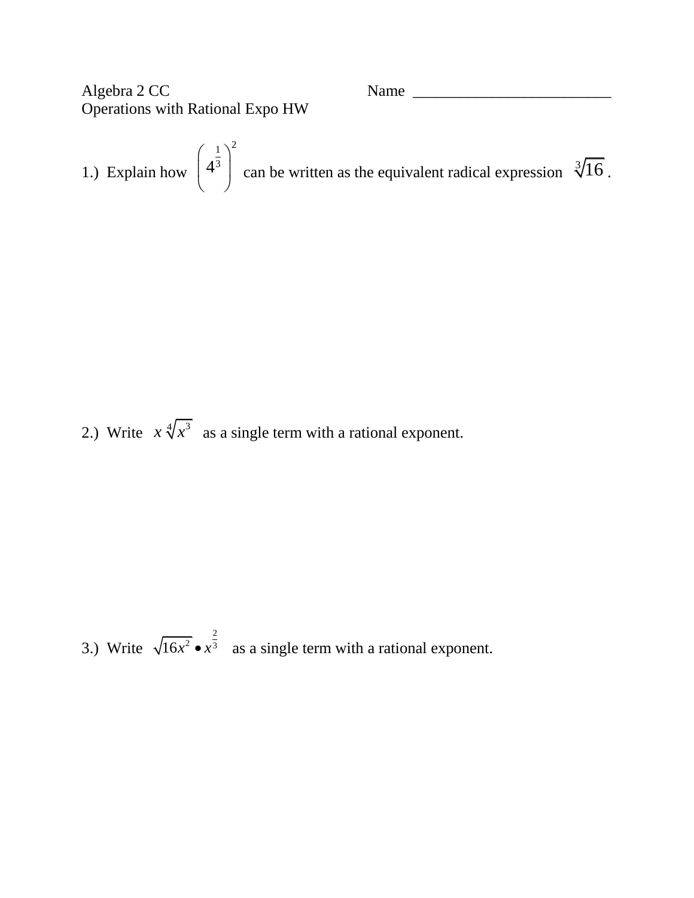Algebra 2 CC Name ________________________

Operations with Rational Expo HW

1.) Explain how $\left(4^{\frac{1}{3}}\right)^2$ can be written as the equivalent radical expression $\sqrt[3]{16}$.

2.) Write $x\sqrt[4]{x^3}$ as a single term with a rational exponent.

3.) Write $\sqrt{16x^2} \bullet x^{\frac{2}{3}}$ as a single term with a rational exponent.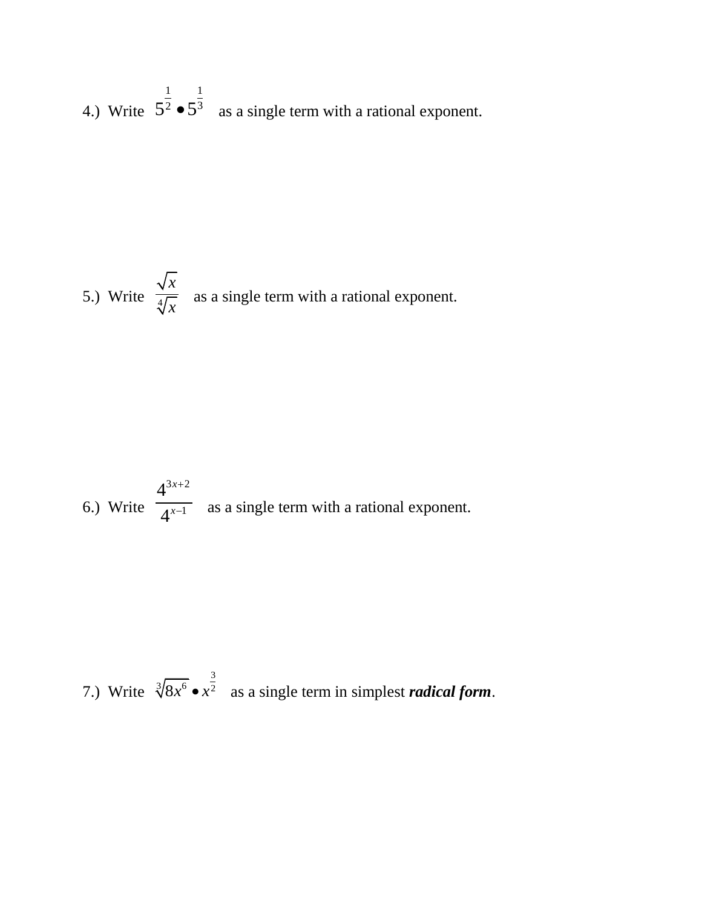4.) Write $5^{\frac{1}{2}} \bullet 5^{\frac{1}{3}}$ as a single term with a rational exponent.

5.) Write $\dfrac{\sqrt{x}}{\sqrt[4]{x}}$ as a single term with a rational exponent.

6.) Write $\dfrac{4^{3x+2}}{4^{x-1}}$ as a single term with a rational exponent.

7.) Write $\sqrt[3]{8x^6} \bullet x^{\frac{3}{2}}$ as a single term in simplest ***radical form***.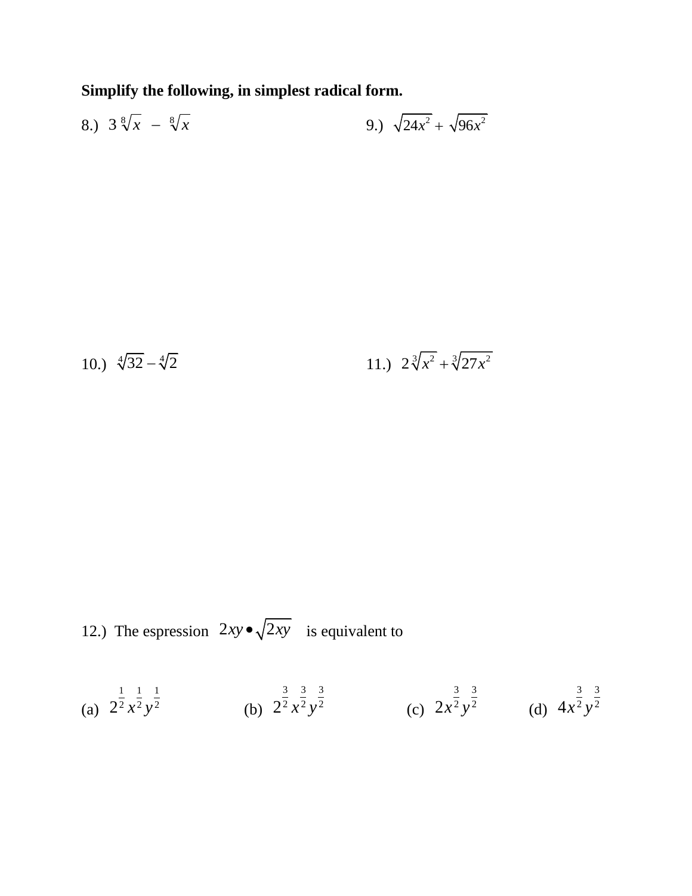**Simplify the following, in simplest radical form.**

8.) $3\sqrt[8]{x} \; - \; \sqrt[8]{x}$

9.) $\sqrt{24x^2} + \sqrt{96x^2}$

10.) $\sqrt[4]{32} - \sqrt[4]{2}$

11.) $2\sqrt[3]{x^2} + \sqrt[3]{27x^2}$

12.) The espression $2xy \bullet \sqrt{2xy}$ is equivalent to

(a) $2^{\frac{1}{2}}x^{\frac{1}{2}}y^{\frac{1}{2}}$  (b) $2^{\frac{3}{2}}x^{\frac{3}{2}}y^{\frac{3}{2}}$  (c) $2x^{\frac{3}{2}}y^{\frac{3}{2}}$  (d) $4x^{\frac{3}{2}}y^{\frac{3}{2}}$